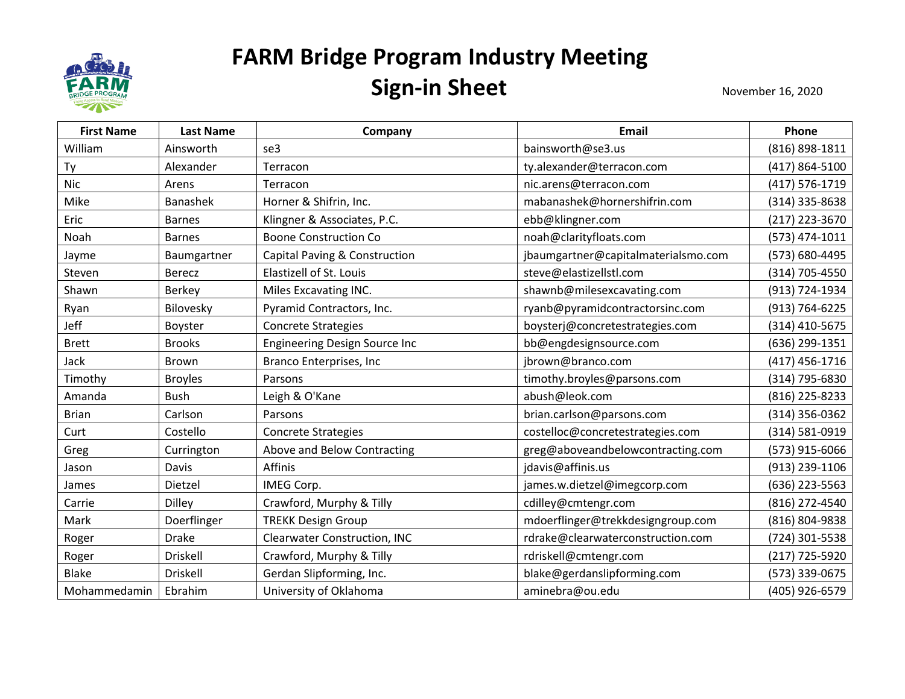# FARM Bridge Program Industry Meeting
## Sign-in Sheet

November 16, 2020

| First Name | Last Name | Company | Email | Phone |
|---|---|---|---|---|
| William | Ainsworth | se3 | bainsworth@se3.us | (816) 898-1811 |
| Ty | Alexander | Terracon | ty.alexander@terracon.com | (417) 864-5100 |
| Nic | Arens | Terracon | nic.arens@terracon.com | (417) 576-1719 |
| Mike | Banashek | Horner & Shifrin, Inc. | mabanashek@hornershifrin.com | (314) 335-8638 |
| Eric | Barnes | Klingner & Associates, P.C. | ebb@klingner.com | (217) 223-3670 |
| Noah | Barnes | Boone Construction Co | noah@clarityfloats.com | (573) 474-1011 |
| Jayme | Baumgartner | Capital Paving & Construction | jbaumgartner@capitalmaterialsmo.com | (573) 680-4495 |
| Steven | Berecz | Elastizell of St. Louis | steve@elastizellstl.com | (314) 705-4550 |
| Shawn | Berkey | Miles Excavating INC. | shawnb@milesexcavating.com | (913) 724-1934 |
| Ryan | Bilovesky | Pyramid Contractors, Inc. | ryanb@pyramidcontractorsinc.com | (913) 764-6225 |
| Jeff | Boyster | Concrete Strategies | boysterj@concretestrategies.com | (314) 410-5675 |
| Brett | Brooks | Engineering Design Source Inc | bb@engdesignsource.com | (636) 299-1351 |
| Jack | Brown | Branco Enterprises, Inc | jbrown@branco.com | (417) 456-1716 |
| Timothy | Broyles | Parsons | timothy.broyles@parsons.com | (314) 795-6830 |
| Amanda | Bush | Leigh & O'Kane | abush@leok.com | (816) 225-8233 |
| Brian | Carlson | Parsons | brian.carlson@parsons.com | (314) 356-0362 |
| Curt | Costello | Concrete Strategies | costelloc@concretestrategies.com | (314) 581-0919 |
| Greg | Currington | Above and Below Contracting | greg@aboveandbelowcontracting.com | (573) 915-6066 |
| Jason | Davis | Affinis | jdavis@affinis.us | (913) 239-1106 |
| James | Dietzel | IMEG Corp. | james.w.dietzel@imegcorp.com | (636) 223-5563 |
| Carrie | Dilley | Crawford, Murphy & Tilly | cdilley@cmtengr.com | (816) 272-4540 |
| Mark | Doerflinger | TREKK Design Group | mdoerflinger@trekkdesigngroup.com | (816) 804-9838 |
| Roger | Drake | Clearwater Construction, INC | rdrake@clearwaterconstruction.com | (724) 301-5538 |
| Roger | Driskell | Crawford, Murphy & Tilly | rdriskell@cmtengr.com | (217) 725-5920 |
| Blake | Driskell | Gerdan Slipforming, Inc. | blake@gerdanslipforming.com | (573) 339-0675 |
| Mohammedamin | Ebrahim | University of Oklahoma | aminebra@ou.edu | (405) 926-6579 |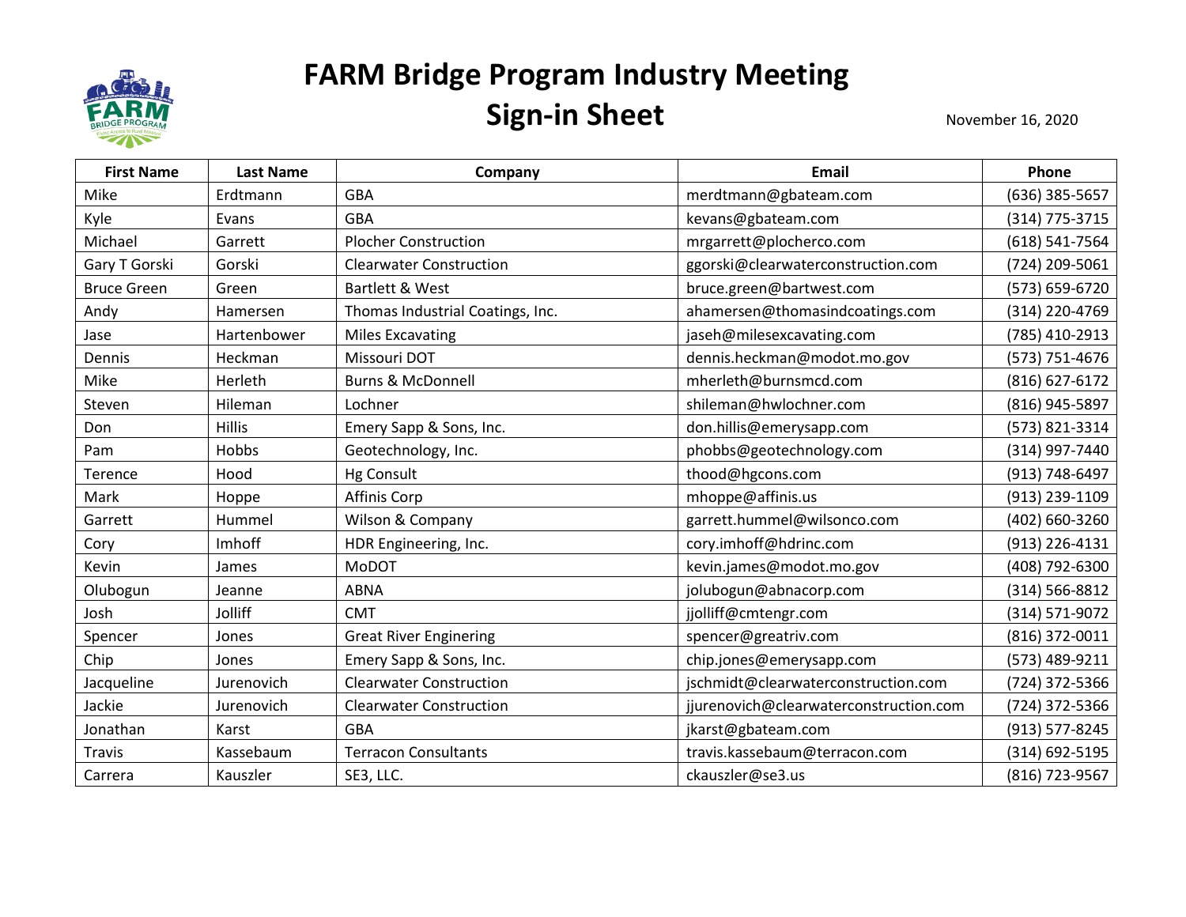# FARM Bridge Program Industry Meeting
# Sign-in Sheet

November 16, 2020

| First Name | Last Name | Company | Email | Phone |
|---|---|---|---|---|
| Mike | Erdtmann | GBA | merdtmann@gbateam.com | (636) 385-5657 |
| Kyle | Evans | GBA | kevans@gbateam.com | (314) 775-3715 |
| Michael | Garrett | Plocher Construction | mrgarrett@plocherco.com | (618) 541-7564 |
| Gary T Gorski | Gorski | Clearwater Construction | ggorski@clearwaterconstruction.com | (724) 209-5061 |
| Bruce Green | Green | Bartlett & West | bruce.green@bartwest.com | (573) 659-6720 |
| Andy | Hamersen | Thomas Industrial Coatings, Inc. | ahamersen@thomasindcoatings.com | (314) 220-4769 |
| Jase | Hartenbower | Miles Excavating | jaseh@milesexcavating.com | (785) 410-2913 |
| Dennis | Heckman | Missouri DOT | dennis.heckman@modot.mo.gov | (573) 751-4676 |
| Mike | Herleth | Burns & McDonnell | mherleth@burnsmcd.com | (816) 627-6172 |
| Steven | Hileman | Lochner | shileman@hwlochner.com | (816) 945-5897 |
| Don | Hillis | Emery Sapp & Sons, Inc. | don.hillis@emerysapp.com | (573) 821-3314 |
| Pam | Hobbs | Geotechnology, Inc. | phobbs@geotechnology.com | (314) 997-7440 |
| Terence | Hood | Hg Consult | thood@hgcons.com | (913) 748-6497 |
| Mark | Hoppe | Affinis Corp | mhoppe@affinis.us | (913) 239-1109 |
| Garrett | Hummel | Wilson & Company | garrett.hummel@wilsonco.com | (402) 660-3260 |
| Cory | Imhoff | HDR Engineering, Inc. | cory.imhoff@hdrinc.com | (913) 226-4131 |
| Kevin | James | MoDOT | kevin.james@modot.mo.gov | (408) 792-6300 |
| Olubogun | Jeanne | ABNA | jolubogun@abnacorp.com | (314) 566-8812 |
| Josh | Jolliff | CMT | jjolliff@cmtengr.com | (314) 571-9072 |
| Spencer | Jones | Great River Enginering | spencer@greatriv.com | (816) 372-0011 |
| Chip | Jones | Emery Sapp & Sons, Inc. | chip.jones@emerysapp.com | (573) 489-9211 |
| Jacqueline | Jurenovich | Clearwater Construction | jschmidt@clearwaterconstruction.com | (724) 372-5366 |
| Jackie | Jurenovich | Clearwater Construction | jjurenovich@clearwaterconstruction.com | (724) 372-5366 |
| Jonathan | Karst | GBA | jkarst@gbateam.com | (913) 577-8245 |
| Travis | Kassebaum | Terracon Consultants | travis.kassebaum@terracon.com | (314) 692-5195 |
| Carrera | Kauszler | SE3, LLC. | ckauszler@se3.us | (816) 723-9567 |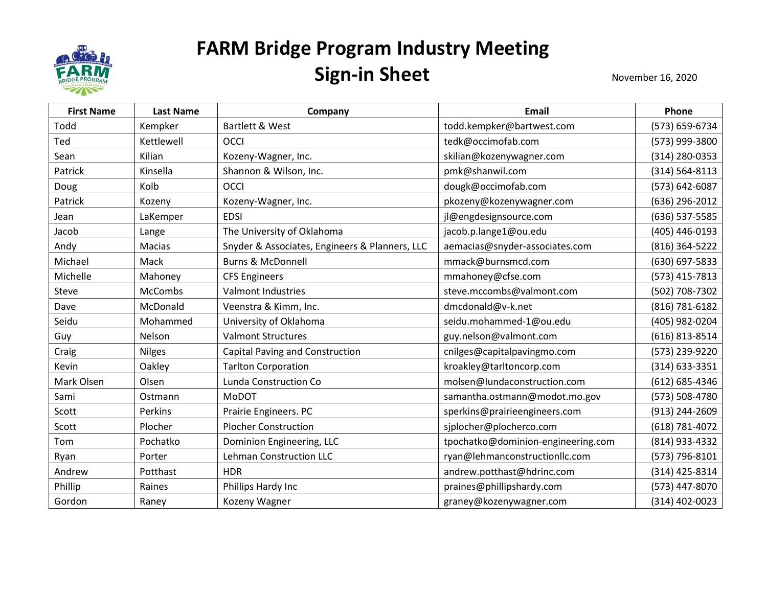# FARM Bridge Program Industry Meeting
# Sign-in Sheet

November 16, 2020

| First Name | Last Name | Company | Email | Phone |
|---|---|---|---|---|
| Todd | Kempker | Bartlett & West | todd.kempker@bartwest.com | (573) 659-6734 |
| Ted | Kettlewell | OCCI | tedk@occimofab.com | (573) 999-3800 |
| Sean | Kilian | Kozeny-Wagner, Inc. | skilian@kozenywagner.com | (314) 280-0353 |
| Patrick | Kinsella | Shannon & Wilson, Inc. | pmk@shanwil.com | (314) 564-8113 |
| Doug | Kolb | OCCI | dougk@occimofab.com | (573) 642-6087 |
| Patrick | Kozeny | Kozeny-Wagner, Inc. | pkozeny@kozenywagner.com | (636) 296-2012 |
| Jean | LaKemper | EDSI | jl@engdesignsource.com | (636) 537-5585 |
| Jacob | Lange | The University of Oklahoma | jacob.p.lange1@ou.edu | (405) 446-0193 |
| Andy | Macias | Snyder & Associates, Engineers & Planners, LLC | aemacias@snyder-associates.com | (816) 364-5222 |
| Michael | Mack | Burns & McDonnell | mmack@burnsmcd.com | (630) 697-5833 |
| Michelle | Mahoney | CFS Engineers | mmahoney@cfse.com | (573) 415-7813 |
| Steve | McCombs | Valmont Industries | steve.mccombs@valmont.com | (502) 708-7302 |
| Dave | McDonald | Veenstra & Kimm, Inc. | dmcdonald@v-k.net | (816) 781-6182 |
| Seidu | Mohammed | University of Oklahoma | seidu.mohammed-1@ou.edu | (405) 982-0204 |
| Guy | Nelson | Valmont Structures | guy.nelson@valmont.com | (616) 813-8514 |
| Craig | Nilges | Capital Paving and Construction | cnilges@capitalpavingmo.com | (573) 239-9220 |
| Kevin | Oakley | Tarlton Corporation | kroakley@tarltoncorp.com | (314) 633-3351 |
| Mark Olsen | Olsen | Lunda Construction Co | molsen@lundaconstruction.com | (612) 685-4346 |
| Sami | Ostmann | MoDOT | samantha.ostmann@modot.mo.gov | (573) 508-4780 |
| Scott | Perkins | Prairie Engineers. PC | sperkins@prairieengineers.com | (913) 244-2609 |
| Scott | Plocher | Plocher Construction | sjplocher@plocherco.com | (618) 781-4072 |
| Tom | Pochatko | Dominion Engineering, LLC | tpochatko@dominion-engineering.com | (814) 933-4332 |
| Ryan | Porter | Lehman Construction LLC | ryan@lehmanconstructionllc.com | (573) 796-8101 |
| Andrew | Potthast | HDR | andrew.potthast@hdrinc.com | (314) 425-8314 |
| Phillip | Raines | Phillips Hardy Inc | praines@phillipshardy.com | (573) 447-8070 |
| Gordon | Raney | Kozeny Wagner | graney@kozenywagner.com | (314) 402-0023 |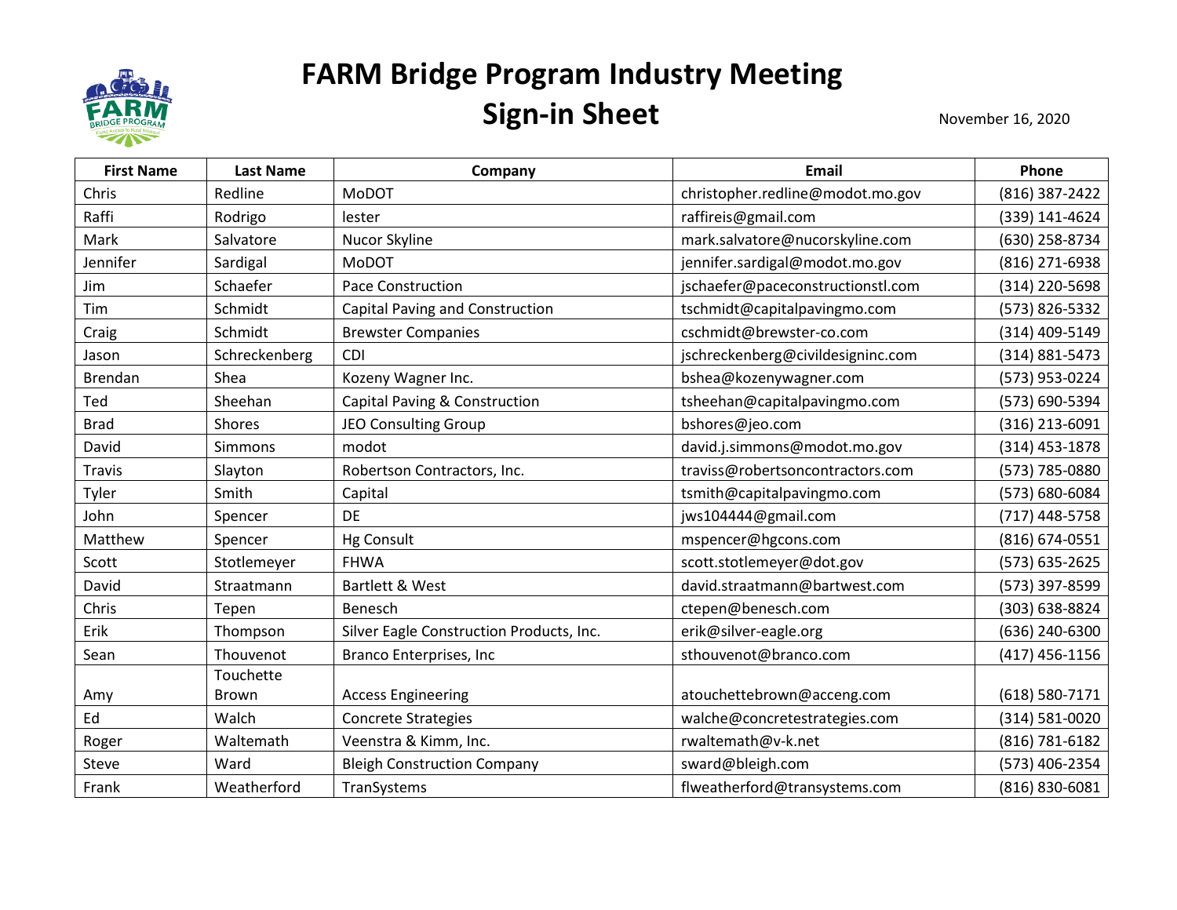# FARM Bridge Program Industry Meeting
## Sign-in Sheet

November 16, 2020

| First Name | Last Name | Company | Email | Phone |
|---|---|---|---|---|
| Chris | Redline | MoDOT | christopher.redline@modot.mo.gov | (816) 387-2422 |
| Raffi | Rodrigo | lester | raffireis@gmail.com | (339) 141-4624 |
| Mark | Salvatore | Nucor Skyline | mark.salvatore@nucorskyline.com | (630) 258-8734 |
| Jennifer | Sardigal | MoDOT | jennifer.sardigal@modot.mo.gov | (816) 271-6938 |
| Jim | Schaefer | Pace Construction | jschaefer@paceconstructionstl.com | (314) 220-5698 |
| Tim | Schmidt | Capital Paving and Construction | tschmidt@capitalpavingmo.com | (573) 826-5332 |
| Craig | Schmidt | Brewster Companies | cschmidt@brewster-co.com | (314) 409-5149 |
| Jason | Schreckenberg | CDI | jschreckenberg@civildesigninc.com | (314) 881-5473 |
| Brendan | Shea | Kozeny Wagner Inc. | bshea@kozenywagner.com | (573) 953-0224 |
| Ted | Sheehan | Capital Paving & Construction | tsheehan@capitalpavingmo.com | (573) 690-5394 |
| Brad | Shores | JEO Consulting Group | bshores@jeo.com | (316) 213-6091 |
| David | Simmons | modot | david.j.simmons@modot.mo.gov | (314) 453-1878 |
| Travis | Slayton | Robertson Contractors, Inc. | traviss@robertsoncontractors.com | (573) 785-0880 |
| Tyler | Smith | Capital | tsmith@capitalpavingmo.com | (573) 680-6084 |
| John | Spencer | DE | jws104444@gmail.com | (717) 448-5758 |
| Matthew | Spencer | Hg Consult | mspencer@hgcons.com | (816) 674-0551 |
| Scott | Stotlemeyer | FHWA | scott.stotlemeyer@dot.gov | (573) 635-2625 |
| David | Straatmann | Bartlett & West | david.straatmann@bartwest.com | (573) 397-8599 |
| Chris | Tepen | Benesch | ctepen@benesch.com | (303) 638-8824 |
| Erik | Thompson | Silver Eagle Construction Products, Inc. | erik@silver-eagle.org | (636) 240-6300 |
| Sean | Thouvenot | Branco Enterprises, Inc | sthouvenot@branco.com | (417) 456-1156 |
| Amy | Touchette Brown | Access Engineering | atouchettebrown@acceng.com | (618) 580-7171 |
| Ed | Walch | Concrete Strategies | walche@concretestrategies.com | (314) 581-0020 |
| Roger | Waltemath | Veenstra & Kimm, Inc. | rwaltemath@v-k.net | (816) 781-6182 |
| Steve | Ward | Bleigh Construction Company | sward@bleigh.com | (573) 406-2354 |
| Frank | Weatherford | TranSystems | flweatherford@transystems.com | (816) 830-6081 |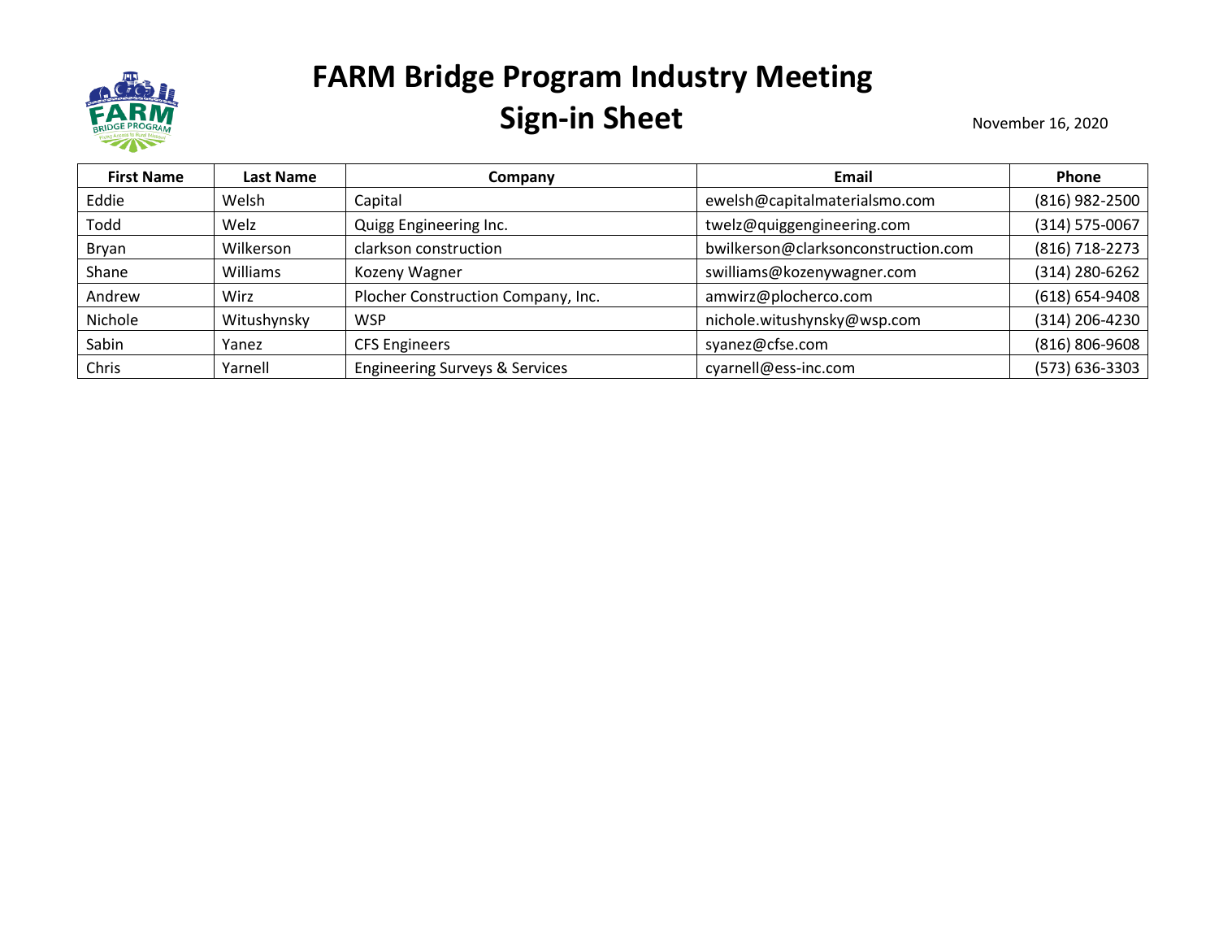# FARM Bridge Program Industry Meeting
## Sign-in Sheet

November 16, 2020

| First Name | Last Name | Company | Email | Phone |
|---|---|---|---|---|
| Eddie | Welsh | Capital | ewelsh@capitalmaterialsmo.com | (816) 982-2500 |
| Todd | Welz | Quigg Engineering Inc. | twelz@quiggengineering.com | (314) 575-0067 |
| Bryan | Wilkerson | clarkson construction | bwilkerson@clarksonconstruction.com | (816) 718-2273 |
| Shane | Williams | Kozeny Wagner | swilliams@kozenywagner.com | (314) 280-6262 |
| Andrew | Wirz | Plocher Construction Company, Inc. | amwirz@plocherco.com | (618) 654-9408 |
| Nichole | Witushynsky | WSP | nichole.witushynsky@wsp.com | (314) 206-4230 |
| Sabin | Yanez | CFS Engineers | syanez@cfse.com | (816) 806-9608 |
| Chris | Yarnell | Engineering Surveys & Services | cyarnell@ess-inc.com | (573) 636-3303 |